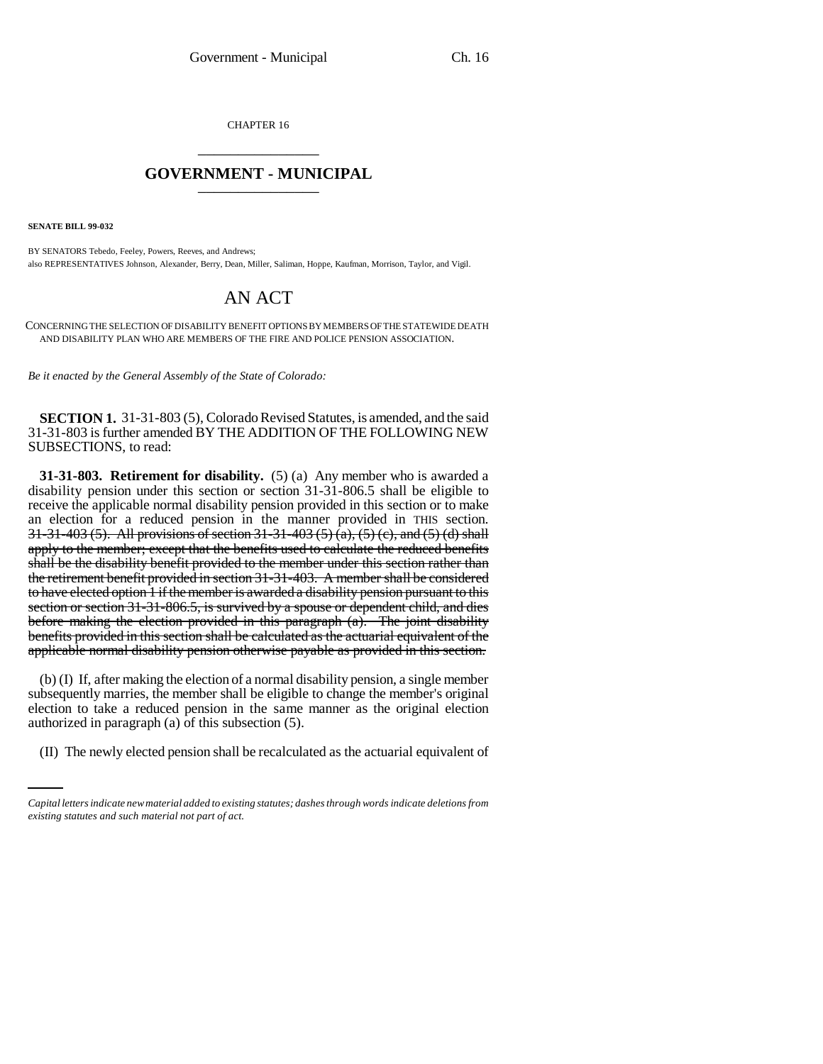CHAPTER 16

# GOVERNMENT - MUNICIPAL

**SENATE BILL 99-032**

BY SENATORS Tebedo, Feeley, Powers, Reeves, and Andrews;
also REPRESENTATIVES Johnson, Alexander, Berry, Dean, Miller, Saliman, Hoppe, Kaufman, Morrison, Taylor, and Vigil.

# AN ACT

CONCERNING THE SELECTION OF DISABILITY BENEFIT OPTIONS BY MEMBERS OF THE STATEWIDE DEATH AND DISABILITY PLAN WHO ARE MEMBERS OF THE FIRE AND POLICE PENSION ASSOCIATION.

*Be it enacted by the General Assembly of the State of Colorado:*

**SECTION 1.** 31-31-803 (5), Colorado Revised Statutes, is amended, and the said 31-31-803 is further amended BY THE ADDITION OF THE FOLLOWING NEW SUBSECTIONS, to read:

**31-31-803. Retirement for disability.** (5) (a) Any member who is awarded a disability pension under this section or section 31-31-806.5 shall be eligible to receive the applicable normal disability pension provided in this section or to make an election for a reduced pension in the manner provided in THIS section. ~~31-31-403 (5). All provisions of section 31-31-403 (5) (a), (5) (c), and (5) (d) shall apply to the member; except that the benefits used to calculate the reduced benefits shall be the disability benefit provided to the member under this section rather than the retirement benefit provided in section 31-31-403. A member shall be considered to have elected option 1 if the member is awarded a disability pension pursuant to this section or section 31-31-806.5, is survived by a spouse or dependent child, and dies before making the election provided in this paragraph (a). The joint disability benefits provided in this section shall be calculated as the actuarial equivalent of the applicable normal disability pension otherwise payable as provided in this section.~~

(b) (I) If, after making the election of a normal disability pension, a single member subsequently marries, the member shall be eligible to change the member's original election to take a reduced pension in the same manner as the original election authorized in paragraph (a) of this subsection (5).

(II) The newly elected pension shall be recalculated as the actuarial equivalent of

*Capital letters indicate new material added to existing statutes; dashes through words indicate deletions from existing statutes and such material not part of act.*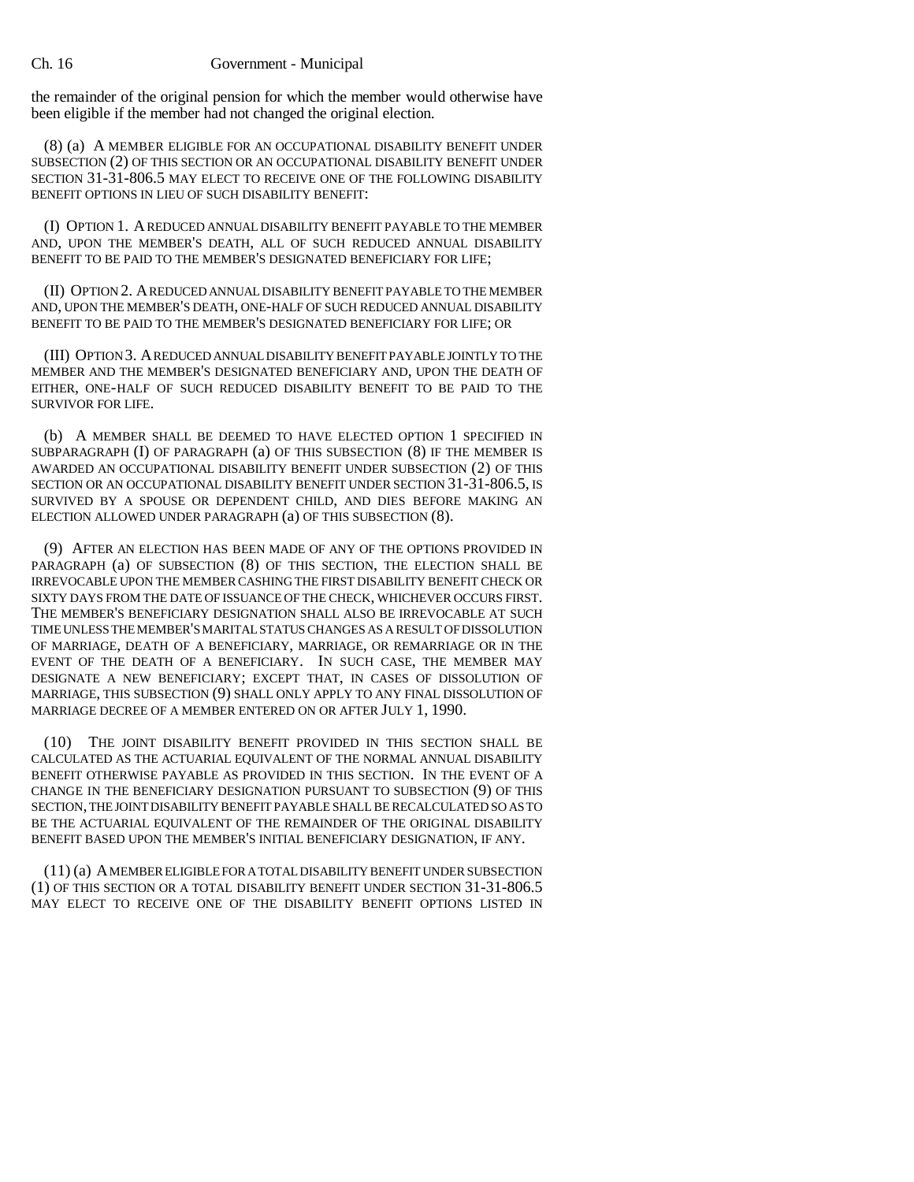the remainder of the original pension for which the member would otherwise have been eligible if the member had not changed the original election.

(8) (a) A MEMBER ELIGIBLE FOR AN OCCUPATIONAL DISABILITY BENEFIT UNDER SUBSECTION (2) OF THIS SECTION OR AN OCCUPATIONAL DISABILITY BENEFIT UNDER SECTION 31-31-806.5 MAY ELECT TO RECEIVE ONE OF THE FOLLOWING DISABILITY BENEFIT OPTIONS IN LIEU OF SUCH DISABILITY BENEFIT:

(I) OPTION 1. A REDUCED ANNUAL DISABILITY BENEFIT PAYABLE TO THE MEMBER AND, UPON THE MEMBER'S DEATH, ALL OF SUCH REDUCED ANNUAL DISABILITY BENEFIT TO BE PAID TO THE MEMBER'S DESIGNATED BENEFICIARY FOR LIFE;

(II) OPTION 2. A REDUCED ANNUAL DISABILITY BENEFIT PAYABLE TO THE MEMBER AND, UPON THE MEMBER'S DEATH, ONE-HALF OF SUCH REDUCED ANNUAL DISABILITY BENEFIT TO BE PAID TO THE MEMBER'S DESIGNATED BENEFICIARY FOR LIFE; OR

(III) OPTION 3. A REDUCED ANNUAL DISABILITY BENEFIT PAYABLE JOINTLY TO THE MEMBER AND THE MEMBER'S DESIGNATED BENEFICIARY AND, UPON THE DEATH OF EITHER, ONE-HALF OF SUCH REDUCED DISABILITY BENEFIT TO BE PAID TO THE SURVIVOR FOR LIFE.

(b) A MEMBER SHALL BE DEEMED TO HAVE ELECTED OPTION 1 SPECIFIED IN SUBPARAGRAPH (I) OF PARAGRAPH (a) OF THIS SUBSECTION (8) IF THE MEMBER IS AWARDED AN OCCUPATIONAL DISABILITY BENEFIT UNDER SUBSECTION (2) OF THIS SECTION OR AN OCCUPATIONAL DISABILITY BENEFIT UNDER SECTION 31-31-806.5, IS SURVIVED BY A SPOUSE OR DEPENDENT CHILD, AND DIES BEFORE MAKING AN ELECTION ALLOWED UNDER PARAGRAPH (a) OF THIS SUBSECTION (8).

(9) AFTER AN ELECTION HAS BEEN MADE OF ANY OF THE OPTIONS PROVIDED IN PARAGRAPH (a) OF SUBSECTION (8) OF THIS SECTION, THE ELECTION SHALL BE IRREVOCABLE UPON THE MEMBER CASHING THE FIRST DISABILITY BENEFIT CHECK OR SIXTY DAYS FROM THE DATE OF ISSUANCE OF THE CHECK, WHICHEVER OCCURS FIRST. THE MEMBER'S BENEFICIARY DESIGNATION SHALL ALSO BE IRREVOCABLE AT SUCH TIME UNLESS THE MEMBER'S MARITAL STATUS CHANGES AS A RESULT OF DISSOLUTION OF MARRIAGE, DEATH OF A BENEFICIARY, MARRIAGE, OR REMARRIAGE OR IN THE EVENT OF THE DEATH OF A BENEFICIARY. IN SUCH CASE, THE MEMBER MAY DESIGNATE A NEW BENEFICIARY; EXCEPT THAT, IN CASES OF DISSOLUTION OF MARRIAGE, THIS SUBSECTION (9) SHALL ONLY APPLY TO ANY FINAL DISSOLUTION OF MARRIAGE DECREE OF A MEMBER ENTERED ON OR AFTER JULY 1, 1990.

(10) THE JOINT DISABILITY BENEFIT PROVIDED IN THIS SECTION SHALL BE CALCULATED AS THE ACTUARIAL EQUIVALENT OF THE NORMAL ANNUAL DISABILITY BENEFIT OTHERWISE PAYABLE AS PROVIDED IN THIS SECTION. IN THE EVENT OF A CHANGE IN THE BENEFICIARY DESIGNATION PURSUANT TO SUBSECTION (9) OF THIS SECTION, THE JOINT DISABILITY BENEFIT PAYABLE SHALL BE RECALCULATED SO AS TO BE THE ACTUARIAL EQUIVALENT OF THE REMAINDER OF THE ORIGINAL DISABILITY BENEFIT BASED UPON THE MEMBER'S INITIAL BENEFICIARY DESIGNATION, IF ANY.

(11) (a) A MEMBER ELIGIBLE FOR A TOTAL DISABILITY BENEFIT UNDER SUBSECTION (1) OF THIS SECTION OR A TOTAL DISABILITY BENEFIT UNDER SECTION 31-31-806.5 MAY ELECT TO RECEIVE ONE OF THE DISABILITY BENEFIT OPTIONS LISTED IN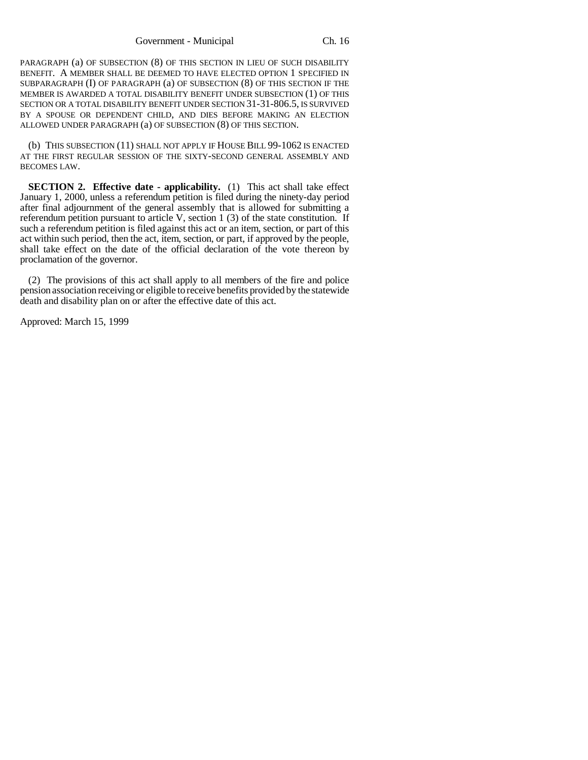PARAGRAPH (a) OF SUBSECTION (8) OF THIS SECTION IN LIEU OF SUCH DISABILITY BENEFIT. A MEMBER SHALL BE DEEMED TO HAVE ELECTED OPTION 1 SPECIFIED IN SUBPARAGRAPH (I) OF PARAGRAPH (a) OF SUBSECTION (8) OF THIS SECTION IF THE MEMBER IS AWARDED A TOTAL DISABILITY BENEFIT UNDER SUBSECTION (1) OF THIS SECTION OR A TOTAL DISABILITY BENEFIT UNDER SECTION 31-31-806.5, IS SURVIVED BY A SPOUSE OR DEPENDENT CHILD, AND DIES BEFORE MAKING AN ELECTION ALLOWED UNDER PARAGRAPH (a) OF SUBSECTION (8) OF THIS SECTION.

(b) THIS SUBSECTION (11) SHALL NOT APPLY IF HOUSE BILL 99-1062 IS ENACTED AT THE FIRST REGULAR SESSION OF THE SIXTY-SECOND GENERAL ASSEMBLY AND BECOMES LAW.

**SECTION 2. Effective date - applicability.** (1) This act shall take effect January 1, 2000, unless a referendum petition is filed during the ninety-day period after final adjournment of the general assembly that is allowed for submitting a referendum petition pursuant to article V, section 1 (3) of the state constitution. If such a referendum petition is filed against this act or an item, section, or part of this act within such period, then the act, item, section, or part, if approved by the people, shall take effect on the date of the official declaration of the vote thereon by proclamation of the governor.

(2) The provisions of this act shall apply to all members of the fire and police pension association receiving or eligible to receive benefits provided by the statewide death and disability plan on or after the effective date of this act.

Approved: March 15, 1999